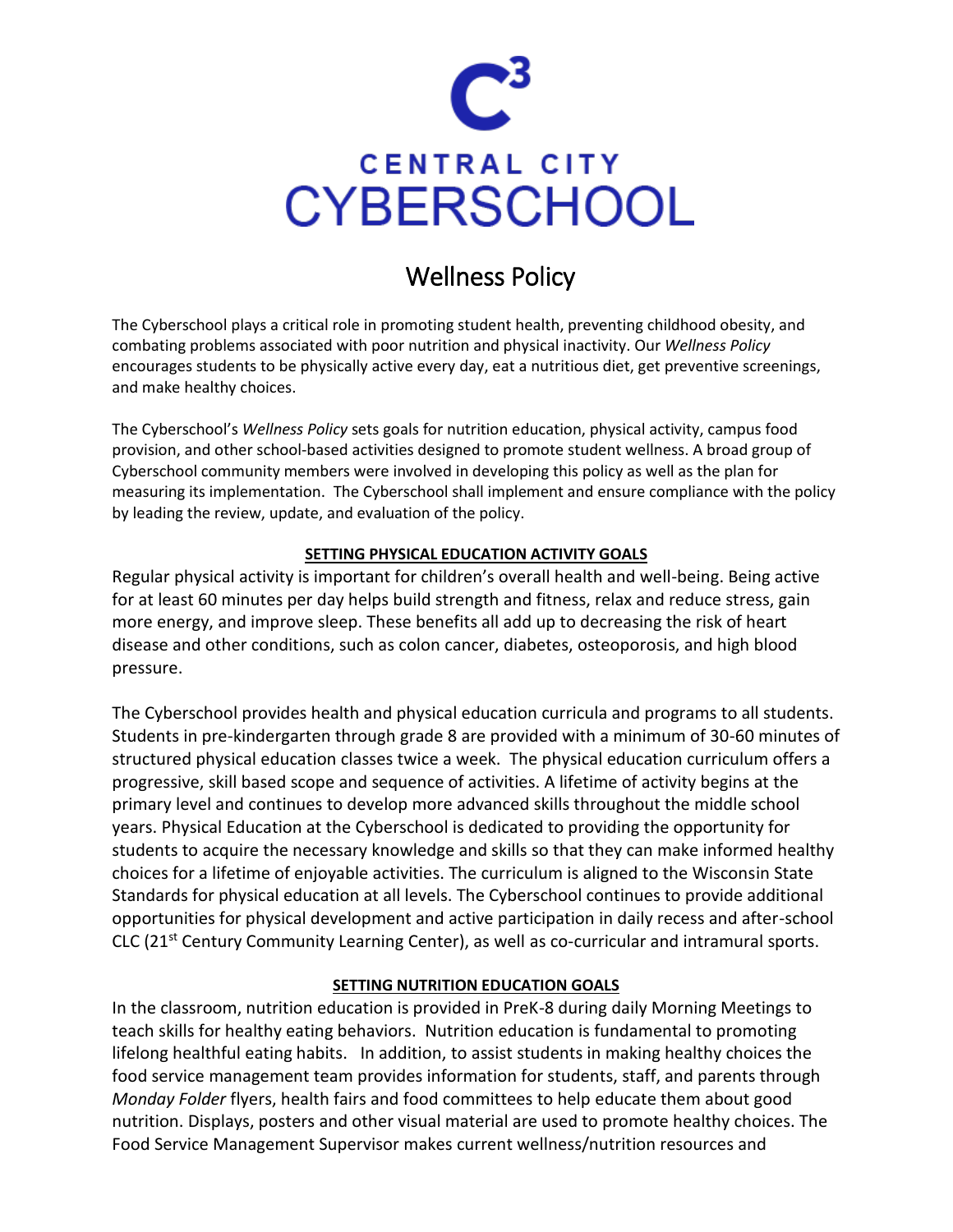# CENTRAL CITY CYBERSCHOOL

## Wellness Policy

The Cyberschool plays a critical role in promoting student health, preventing childhood obesity, and combating problems associated with poor nutrition and physical inactivity. Our *Wellness Policy* encourages students to be physically active every day, eat a nutritious diet, get preventive screenings, and make healthy choices.

The Cyberschool's *Wellness Policy* sets goals for nutrition education, physical activity, campus food provision, and other school-based activities designed to promote student wellness. A broad group of Cyberschool community members were involved in developing this policy as well as the plan for measuring its implementation. The Cyberschool shall implement and ensure compliance with the policy by leading the review, update, and evaluation of the policy.

### SETTING PHYSICAL EDUCATION ACTIVITY GOALS

Regular physical activity is important for children's overall health and well-being. Being active for at least 60 minutes per day helps build strength and fitness, relax and reduce stress, gain more energy, and improve sleep. These benefits all add up to decreasing the risk of heart disease and other conditions, such as colon cancer, diabetes, osteoporosis, and high blood pressure.

The Cyberschool provides health and physical education curricula and programs to all students. Students in pre-kindergarten through grade 8 are provided with a minimum of 30-60 minutes of structured physical education classes twice a week. The physical education curriculum offers a progressive, skill based scope and sequence of activities. A lifetime of activity begins at the primary level and continues to develop more advanced skills throughout the middle school years. Physical Education at the Cyberschool is dedicated to providing the opportunity for students to acquire the necessary knowledge and skills so that they can make informed healthy choices for a lifetime of enjoyable activities. The curriculum is aligned to the Wisconsin State Standards for physical education at all levels. The Cyberschool continues to provide additional opportunities for physical development and active participation in daily recess and after-school CLC (21st Century Community Learning Center), as well as co-curricular and intramural sports.

### SETTING NUTRITION EDUCATION GOALS

In the classroom, nutrition education is provided in PreK-8 during daily Morning Meetings to teach skills for healthy eating behaviors. Nutrition education is fundamental to promoting lifelong healthful eating habits. In addition, to assist students in making healthy choices the food service management team provides information for students, staff, and parents through *Monday Folder* flyers, health fairs and food committees to help educate them about good nutrition. Displays, posters and other visual material are used to promote healthy choices. The Food Service Management Supervisor makes current wellness/nutrition resources and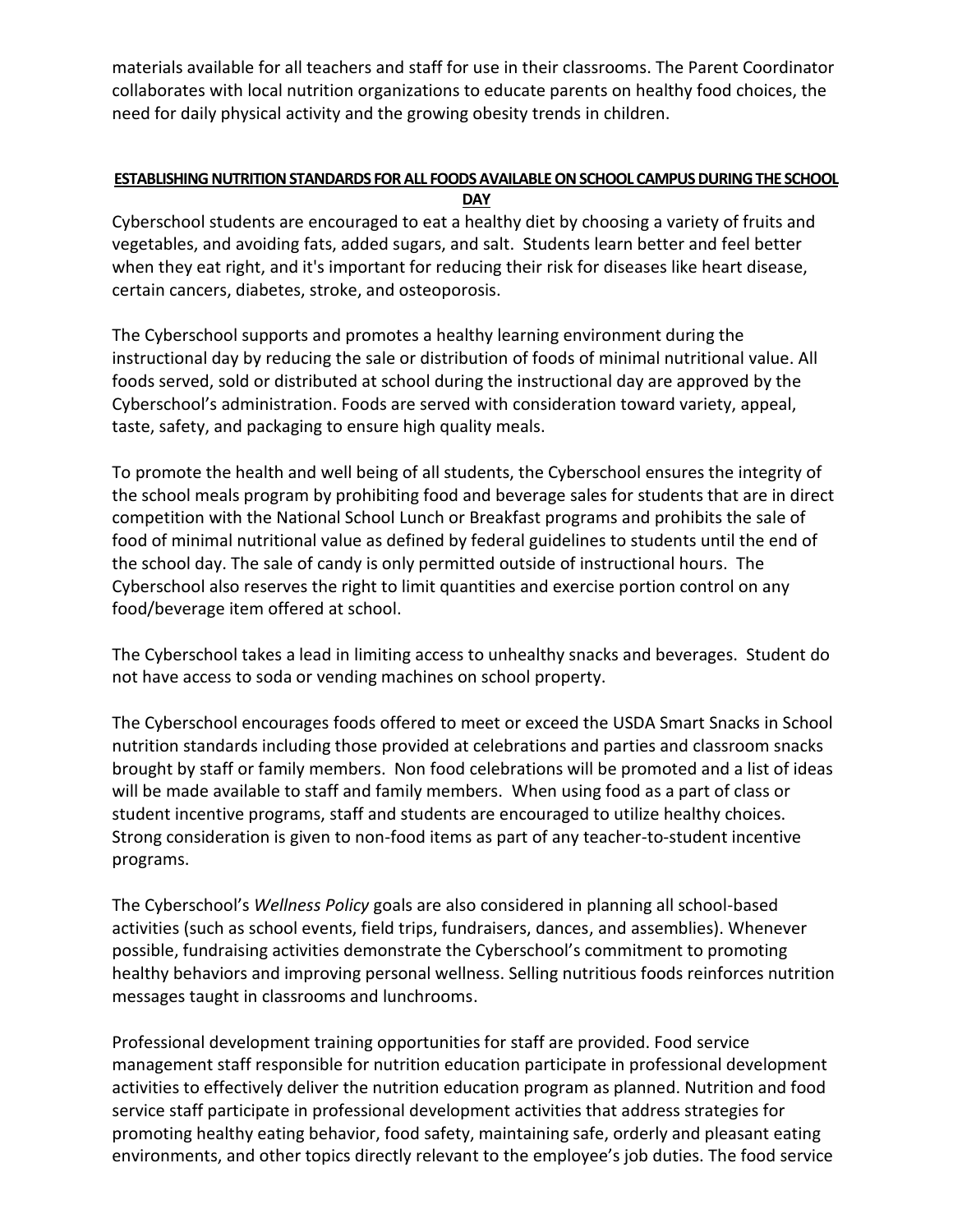materials available for all teachers and staff for use in their classrooms. The Parent Coordinator collaborates with local nutrition organizations to educate parents on healthy food choices, the need for daily physical activity and the growing obesity trends in children.

## ESTABLISHING NUTRITION STANDARDS FOR ALL FOODS AVAILABLE ON SCHOOL CAMPUS DURING THE SCHOOL DAY

Cyberschool students are encouraged to eat a healthy diet by choosing a variety of fruits and vegetables, and avoiding fats, added sugars, and salt. Students learn better and feel better when they eat right, and it's important for reducing their risk for diseases like heart disease, certain cancers, diabetes, stroke, and osteoporosis.

The Cyberschool supports and promotes a healthy learning environment during the instructional day by reducing the sale or distribution of foods of minimal nutritional value. All foods served, sold or distributed at school during the instructional day are approved by the Cyberschool's administration. Foods are served with consideration toward variety, appeal, taste, safety, and packaging to ensure high quality meals.

To promote the health and well being of all students, the Cyberschool ensures the integrity of the school meals program by prohibiting food and beverage sales for students that are in direct competition with the National School Lunch or Breakfast programs and prohibits the sale of food of minimal nutritional value as defined by federal guidelines to students until the end of the school day. The sale of candy is only permitted outside of instructional hours. The Cyberschool also reserves the right to limit quantities and exercise portion control on any food/beverage item offered at school.

The Cyberschool takes a lead in limiting access to unhealthy snacks and beverages. Student do not have access to soda or vending machines on school property.

The Cyberschool encourages foods offered to meet or exceed the USDA Smart Snacks in School nutrition standards including those provided at celebrations and parties and classroom snacks brought by staff or family members. Non food celebrations will be promoted and a list of ideas will be made available to staff and family members. When using food as a part of class or student incentive programs, staff and students are encouraged to utilize healthy choices. Strong consideration is given to non-food items as part of any teacher-to-student incentive programs.

The Cyberschool's *Wellness Policy* goals are also considered in planning all school-based activities (such as school events, field trips, fundraisers, dances, and assemblies). Whenever possible, fundraising activities demonstrate the Cyberschool's commitment to promoting healthy behaviors and improving personal wellness. Selling nutritious foods reinforces nutrition messages taught in classrooms and lunchrooms.

Professional development training opportunities for staff are provided. Food service management staff responsible for nutrition education participate in professional development activities to effectively deliver the nutrition education program as planned. Nutrition and food service staff participate in professional development activities that address strategies for promoting healthy eating behavior, food safety, maintaining safe, orderly and pleasant eating environments, and other topics directly relevant to the employee's job duties. The food service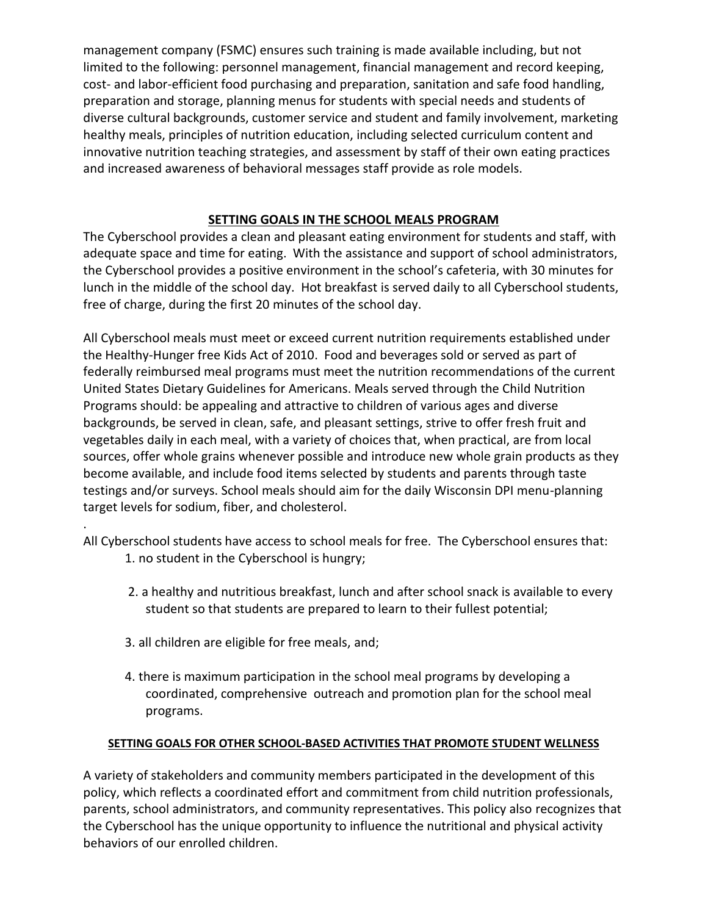management company (FSMC) ensures such training is made available including, but not limited to the following: personnel management, financial management and record keeping, cost- and labor-efficient food purchasing and preparation, sanitation and safe food handling, preparation and storage, planning menus for students with special needs and students of diverse cultural backgrounds, customer service and student and family involvement, marketing healthy meals, principles of nutrition education, including selected curriculum content and innovative nutrition teaching strategies, and assessment by staff of their own eating practices and increased awareness of behavioral messages staff provide as role models.

## SETTING GOALS IN THE SCHOOL MEALS PROGRAM

The Cyberschool provides a clean and pleasant eating environment for students and staff, with adequate space and time for eating. With the assistance and support of school administrators, the Cyberschool provides a positive environment in the school's cafeteria, with 30 minutes for lunch in the middle of the school day. Hot breakfast is served daily to all Cyberschool students, free of charge, during the first 20 minutes of the school day.

All Cyberschool meals must meet or exceed current nutrition requirements established under the Healthy-Hunger free Kids Act of 2010. Food and beverages sold or served as part of federally reimbursed meal programs must meet the nutrition recommendations of the current United States Dietary Guidelines for Americans. Meals served through the Child Nutrition Programs should: be appealing and attractive to children of various ages and diverse backgrounds, be served in clean, safe, and pleasant settings, strive to offer fresh fruit and vegetables daily in each meal, with a variety of choices that, when practical, are from local sources, offer whole grains whenever possible and introduce new whole grain products as they become available, and include food items selected by students and parents through taste testings and/or surveys. School meals should aim for the daily Wisconsin DPI menu-planning target levels for sodium, fiber, and cholesterol.

.

All Cyberschool students have access to school meals for free. The Cyberschool ensures that:

1. no student in the Cyberschool is hungry;
2. a healthy and nutritious breakfast, lunch and after school snack is available to every student so that students are prepared to learn to their fullest potential;
3. all children are eligible for free meals, and;
4. there is maximum participation in the school meal programs by developing a coordinated, comprehensive outreach and promotion plan for the school meal programs.

## SETTING GOALS FOR OTHER SCHOOL-BASED ACTIVITIES THAT PROMOTE STUDENT WELLNESS

A variety of stakeholders and community members participated in the development of this policy, which reflects a coordinated effort and commitment from child nutrition professionals, parents, school administrators, and community representatives. This policy also recognizes that the Cyberschool has the unique opportunity to influence the nutritional and physical activity behaviors of our enrolled children.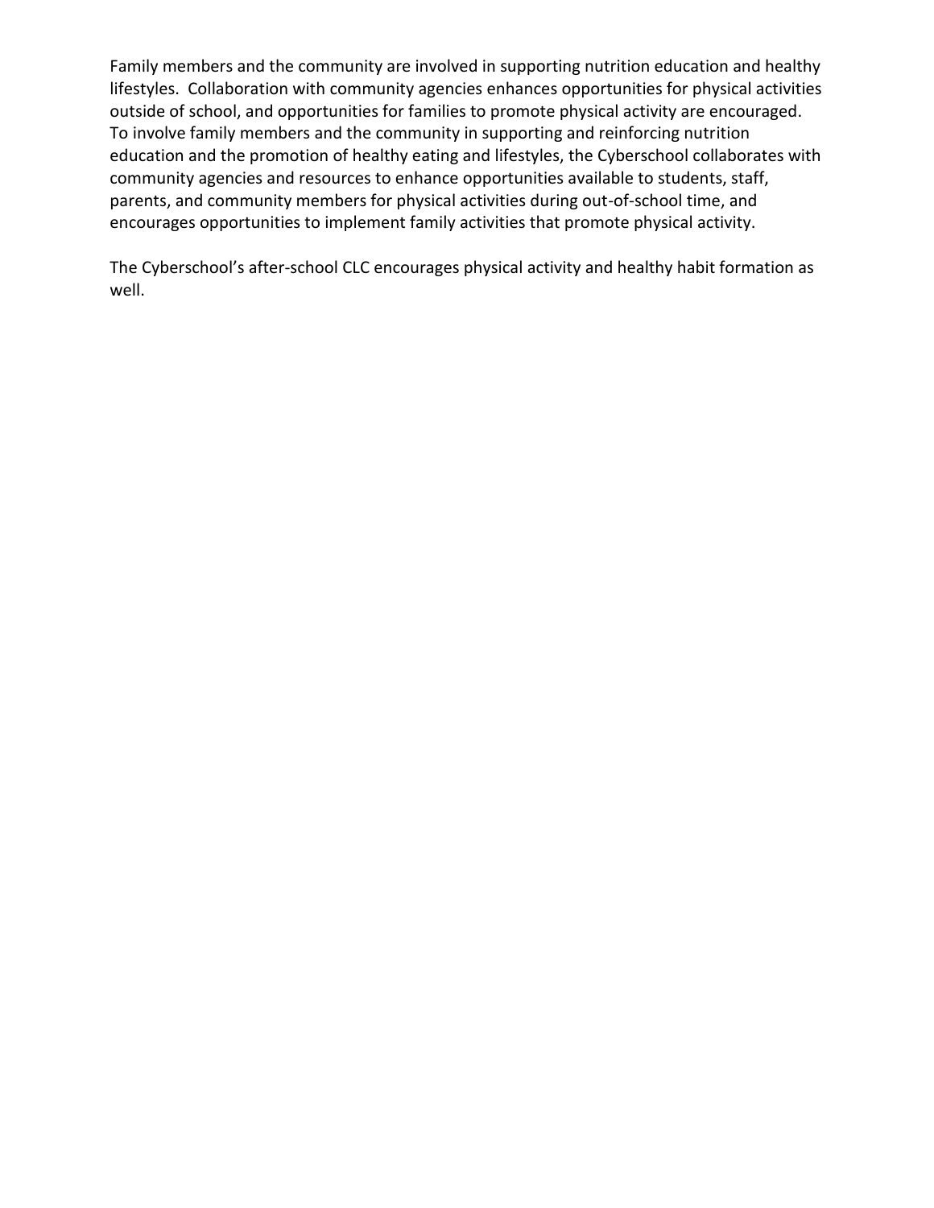Family members and the community are involved in supporting nutrition education and healthy lifestyles. Collaboration with community agencies enhances opportunities for physical activities outside of school, and opportunities for families to promote physical activity are encouraged. To involve family members and the community in supporting and reinforcing nutrition education and the promotion of healthy eating and lifestyles, the Cyberschool collaborates with community agencies and resources to enhance opportunities available to students, staff, parents, and community members for physical activities during out-of-school time, and encourages opportunities to implement family activities that promote physical activity.

The Cyberschool's after-school CLC encourages physical activity and healthy habit formation as well.